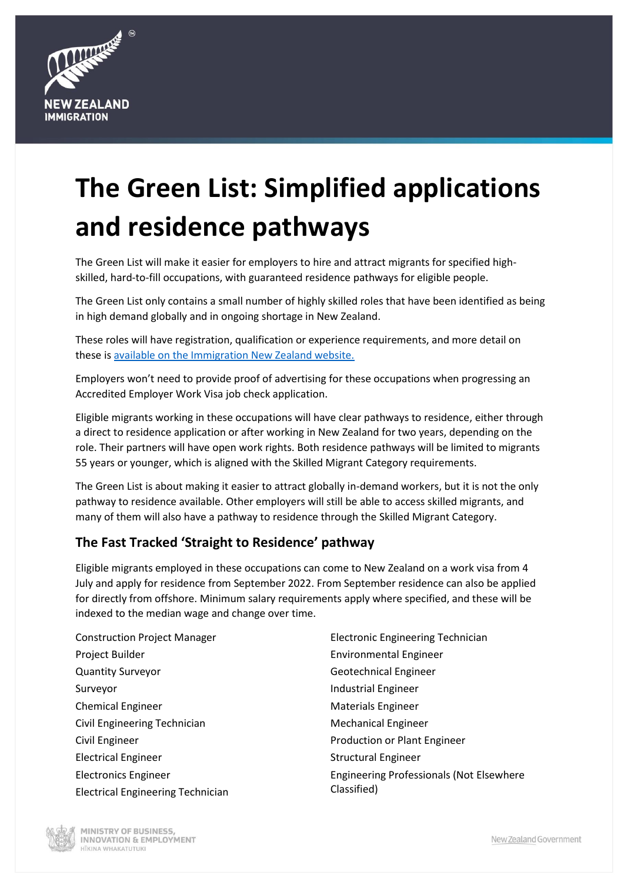# The Green List: Simplified applications and residence pathways

The Green List will make it easier for employers to hire and attract migrants for specified high-skilled, hard-to-fill occupations, with guaranteed residence pathways for eligible people.

The Green List only contains a small number of highly skilled roles that have been identified as being in high demand globally and in ongoing shortage in New Zealand.

These roles will have registration, qualification or experience requirements, and more detail on these is [available on the Immigration New Zealand website.]()

Employers won't need to provide proof of advertising for these occupations when progressing an Accredited Employer Work Visa job check application.

Eligible migrants working in these occupations will have clear pathways to residence, either through a direct to residence application or after working in New Zealand for two years, depending on the role. Their partners will have open work rights. Both residence pathways will be limited to migrants 55 years or younger, which is aligned with the Skilled Migrant Category requirements.

The Green List is about making it easier to attract globally in-demand workers, but it is not the only pathway to residence available. Other employers will still be able to access skilled migrants, and many of them will also have a pathway to residence through the Skilled Migrant Category.

## The Fast Tracked 'Straight to Residence' pathway

Eligible migrants employed in these occupations can come to New Zealand on a work visa from 4 July and apply for residence from September 2022. From September residence can also be applied for directly from offshore. Minimum salary requirements apply where specified, and these will be indexed to the median wage and change over time.

- Construction Project Manager
- Project Builder
- Quantity Surveyor
- Surveyor
- Chemical Engineer
- Civil Engineering Technician
- Civil Engineer
- Electrical Engineer
- Electronics Engineer
- Electrical Engineering Technician
- Electronic Engineering Technician
- Environmental Engineer
- Geotechnical Engineer
- Industrial Engineer
- Materials Engineer
- Mechanical Engineer
- Production or Plant Engineer
- Structural Engineer
- Engineering Professionals (Not Elsewhere Classified)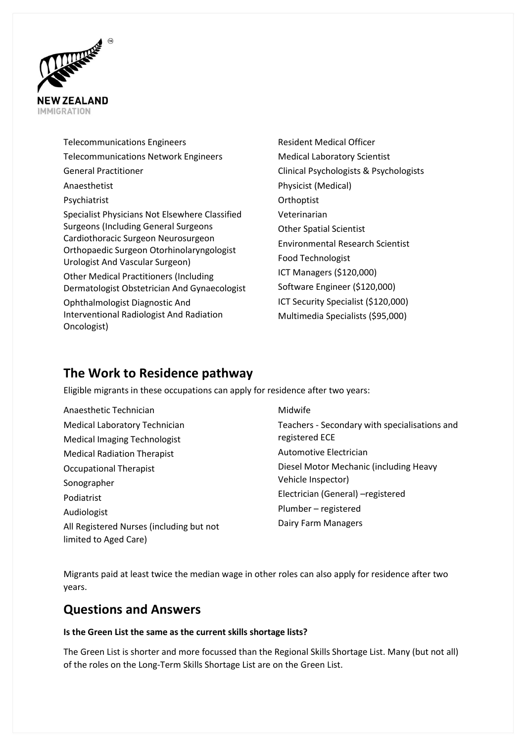- Telecommunications Engineers
- Telecommunications Network Engineers
- General Practitioner
- Anaesthetist
- Psychiatrist
- Specialist Physicians Not Elsewhere Classified Surgeons (Including General Surgeons Cardiothoracic Surgeon Neurosurgeon Orthopaedic Surgeon Otorhinolaryngologist Urologist And Vascular Surgeon)
- Other Medical Practitioners (Including Dermatologist Obstetrician And Gynaecologist Ophthalmologist Diagnostic And Interventional Radiologist And Radiation Oncologist)
- Resident Medical Officer
- Medical Laboratory Scientist
- Clinical Psychologists & Psychologists
- Physicist (Medical)
- Orthoptist
- Veterinarian
- Other Spatial Scientist
- Environmental Research Scientist
- Food Technologist
- ICT Managers ($120,000)
- Software Engineer ($120,000)
- ICT Security Specialist ($120,000)
- Multimedia Specialists ($95,000)

## The Work to Residence pathway

Eligible migrants in these occupations can apply for residence after two years:

- Anaesthetic Technician
- Medical Laboratory Technician
- Medical Imaging Technologist
- Medical Radiation Therapist
- Occupational Therapist
- Sonographer
- Podiatrist
- Audiologist
- All Registered Nurses (including but not limited to Aged Care)
- Midwife
- Teachers - Secondary with specialisations and registered ECE
- Automotive Electrician
- Diesel Motor Mechanic (including Heavy Vehicle Inspector)
- Electrician (General) –registered
- Plumber – registered
- Dairy Farm Managers

Migrants paid at least twice the median wage in other roles can also apply for residence after two years.

## Questions and Answers

**Is the Green List the same as the current skills shortage lists?**

The Green List is shorter and more focussed than the Regional Skills Shortage List. Many (but not all) of the roles on the Long-Term Skills Shortage List are on the Green List.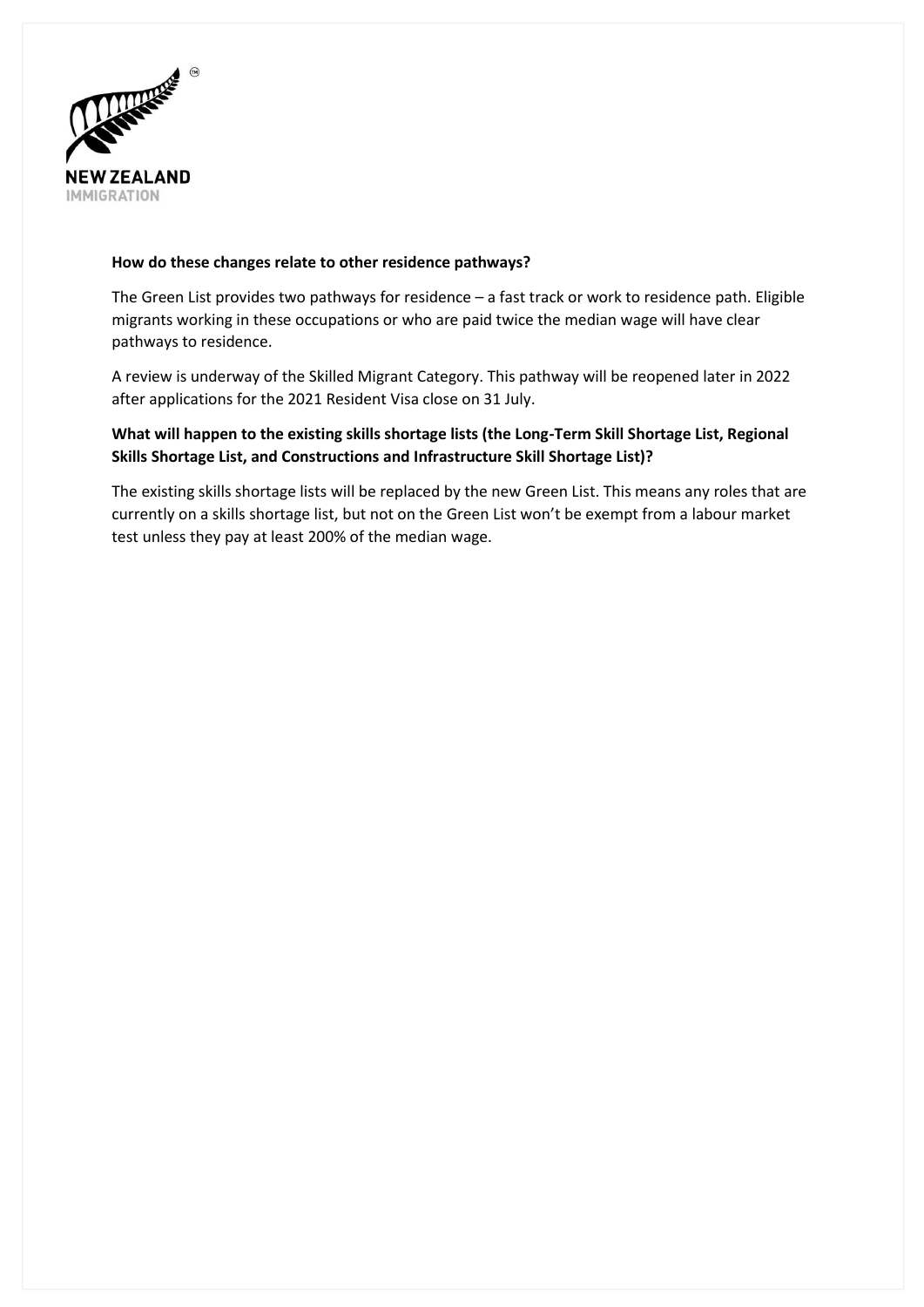**How do these changes relate to other residence pathways?**

The Green List provides two pathways for residence – a fast track or work to residence path. Eligible migrants working in these occupations or who are paid twice the median wage will have clear pathways to residence.

A review is underway of the Skilled Migrant Category. This pathway will be reopened later in 2022 after applications for the 2021 Resident Visa close on 31 July.

**What will happen to the existing skills shortage lists (the Long-Term Skill Shortage List, Regional Skills Shortage List, and Constructions and Infrastructure Skill Shortage List)?**

The existing skills shortage lists will be replaced by the new Green List. This means any roles that are currently on a skills shortage list, but not on the Green List won't be exempt from a labour market test unless they pay at least 200% of the median wage.